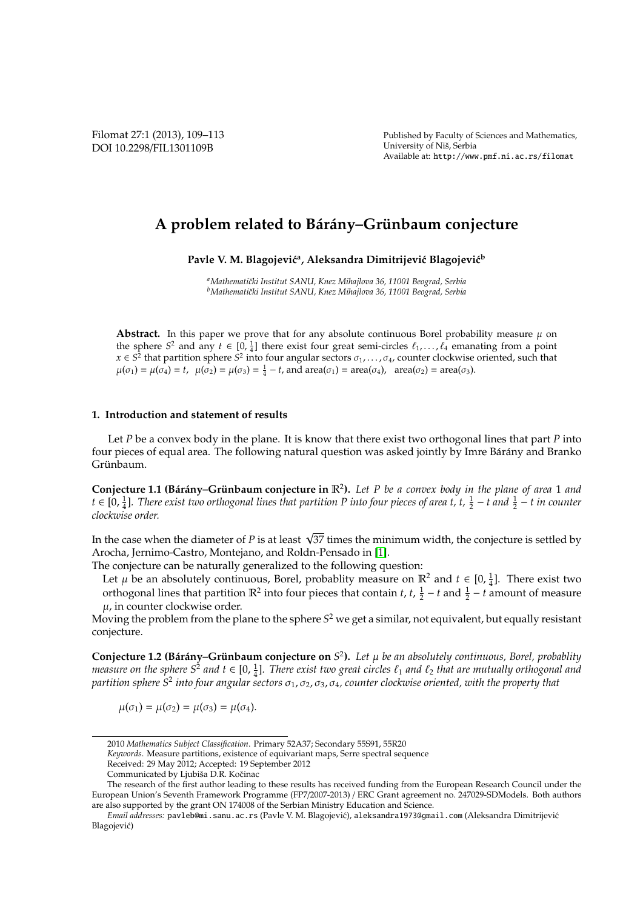# A problem related to Bárány–Grünbaum conjecture

**Pavle V. M. Blagojević[a], Aleksandra Dimitrijević Blagojević[b]**

[a]*Matematički Institut SANU, Knez Mihajlova 36, 11001 Beograd, Serbia*
[b]*Matematički Institut SANU, Knez Mihajlova 36, 11001 Beograd, Serbia*

**Abstract.** In this paper we prove that for any absolute continuous Borel probability measure $\mu$ on the sphere $S^2$ and any $t \in [0, \frac{1}{4}]$ there exist four great semi-circles $\ell_1, \ldots, \ell_4$ emanating from a point $x \in S^2$ that partition sphere $S^2$ into four angular sectors $\sigma_1, \ldots, \sigma_4$, counter clockwise oriented, such that $\mu(\sigma_1) = \mu(\sigma_4) = t$, $\mu(\sigma_2) = \mu(\sigma_3) = \frac{1}{4} - t$, and $\text{area}(\sigma_1) = \text{area}(\sigma_4)$, $\text{area}(\sigma_2) = \text{area}(\sigma_3)$.

## 1. Introduction and statement of results

Let $P$ be a convex body in the plane. It is know that there exist two orthogonal lines that part $P$ into four pieces of equal area. The following natural question was asked jointly by Imre Bárány and Branko Grünbaum.

**Conjecture 1.1 (Bárány–Grünbaum conjecture in $\mathbb{R}^2$).** *Let $P$ be a convex body in the plane of area 1 and $t \in [0, \frac{1}{4}]$. There exist two orthogonal lines that partition $P$ into four pieces of area $t$, $t$, $\frac{1}{2} - t$ and $\frac{1}{2} - t$ in counter clockwise order.*

In the case when the diameter of $P$ is at least $\sqrt{37}$ times the minimum width, the conjecture is settled by Arocha, Jernimo-Castro, Montejano, and Roldn-Pensado in [1].

The conjecture can be naturally generalized to the following question:

Let $\mu$ be an absolutely continuous, Borel, probablity measure on $\mathbb{R}^2$ and $t \in [0, \frac{1}{4}]$. There exist two orthogonal lines that partition $\mathbb{R}^2$ into four pieces that contain $t$, $t$, $\frac{1}{2} - t$ and $\frac{1}{2} - t$ amount of measure $\mu$, in counter clockwise order.

Moving the problem from the plane to the sphere $S^2$ we get a similar, not equivalent, but equally resistant conjecture.

**Conjecture 1.2 (Bárány–Grünbaum conjecture on $S^2$).** *Let $\mu$ be an absolutely continuous, Borel, probablity measure on the sphere $S^2$ and $t \in [0, \frac{1}{4}]$. There exist two great circles $\ell_1$ and $\ell_2$ that are mutually orthogonal and partition sphere $S^2$ into four angular sectors $\sigma_1, \sigma_2, \sigma_3, \sigma_4$, counter clockwise oriented, with the property that*

$$\mu(\sigma_1) = \mu(\sigma_2) = \mu(\sigma_3) = \mu(\sigma_4).$$

---

2010 *Mathematics Subject Classification*. Primary 52A37; Secondary 55S91, 55R20

*Keywords*. Measure partitions, existence of equivariant maps, Serre spectral sequence

Received: 29 May 2012; Accepted: 19 September 2012

Communicated by Ljubiša D.R. Kočinac

The research of the first author leading to these results has received funding from the European Research Council under the European Union's Seventh Framework Programme (FP7/2007-2013) / ERC Grant agreement no. 247029-SDModels. Both authors are also supported by the grant ON 174008 of the Serbian Ministry Education and Science.

*Email addresses:* pavleb@mi.sanu.ac.rs (Pavle V. M. Blagojević), aleksandra1973@gmail.com (Aleksandra Dimitrijević Blagojević)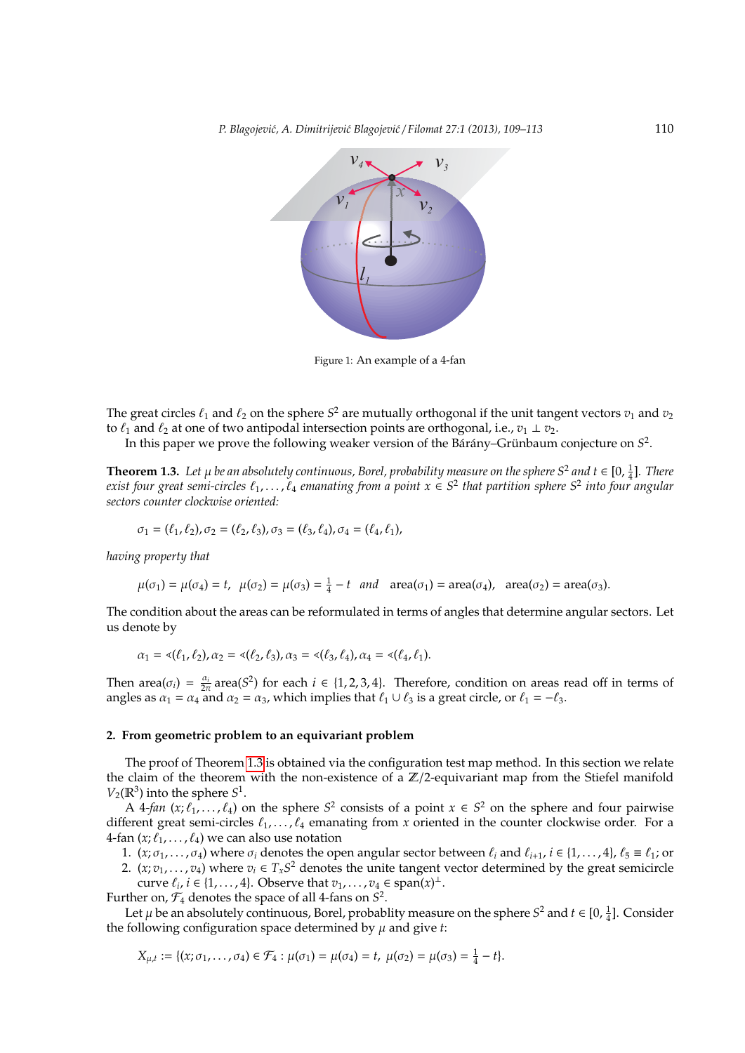Figure 1: An example of a 4-fan

The great circles $\ell_1$ and $\ell_2$ on the sphere $S^2$ are mutually orthogonal if the unit tangent vectors $v_1$ and $v_2$ to $\ell_1$ and $\ell_2$ at one of two antipodal intersection points are orthogonal, i.e., $v_1 \perp v_2$.

In this paper we prove the following weaker version of the Bárány–Grünbaum conjecture on $S^2$.

**Theorem 1.3.** *Let $\mu$ be an absolutely continuous, Borel, probability measure on the sphere $S^2$ and $t \in [0, \frac{1}{4}]$. There exist four great semi-circles $\ell_1, \ldots, \ell_4$ emanating from a point $x \in S^2$ that partition sphere $S^2$ into four angular sectors counter clockwise oriented:*

$$\sigma_1 = (\ell_1, \ell_2), \sigma_2 = (\ell_2, \ell_3), \sigma_3 = (\ell_3, \ell_4), \sigma_4 = (\ell_4, \ell_1),$$

*having property that*

$$\mu(\sigma_1) = \mu(\sigma_4) = t, \quad \mu(\sigma_2) = \mu(\sigma_3) = \tfrac{1}{4} - t \quad \text{and} \quad \operatorname{area}(\sigma_1) = \operatorname{area}(\sigma_4), \quad \operatorname{area}(\sigma_2) = \operatorname{area}(\sigma_3).$$

The condition about the areas can be reformulated in terms of angles that determine angular sectors. Let us denote by

$$\alpha_1 = \sphericalangle(\ell_1, \ell_2), \alpha_2 = \sphericalangle(\ell_2, \ell_3), \alpha_3 = \sphericalangle(\ell_3, \ell_4), \alpha_4 = \sphericalangle(\ell_4, \ell_1).$$

Then $\operatorname{area}(\sigma_i) = \frac{\alpha_i}{2\pi} \operatorname{area}(S^2)$ for each $i \in \{1, 2, 3, 4\}$. Therefore, condition on areas read off in terms of angles as $\alpha_1 = \alpha_4$ and $\alpha_2 = \alpha_3$, which implies that $\ell_1 \cup \ell_3$ is a great circle, or $\ell_1 = -\ell_3$.

## 2. From geometric problem to an equivariant problem

The proof of Theorem 1.3 is obtained via the configuration test map method. In this section we relate the claim of the theorem with the non-existence of a $\mathbb{Z}/2$-equivariant map from the Stiefel manifold $V_2(\mathbb{R}^3)$ into the sphere $S^1$.

A *4-fan* $(x; \ell_1, \ldots, \ell_4)$ on the sphere $S^2$ consists of a point $x \in S^2$ on the sphere and four pairwise different great semi-circles $\ell_1, \ldots, \ell_4$ emanating from $x$ oriented in the counter clockwise order. For a 4-fan $(x; \ell_1, \ldots, \ell_4)$ we can also use notation

1. $(x; \sigma_1, \ldots, \sigma_4)$ where $\sigma_i$ denotes the open angular sector between $\ell_i$ and $\ell_{i+1}$, $i \in \{1, \ldots, 4\}$, $\ell_5 \equiv \ell_1$; or
2. $(x; v_1, \ldots, v_4)$ where $v_i \in T_x S^2$ denotes the unite tangent vector determined by the great semicircle curve $\ell_i$, $i \in \{1, \ldots, 4\}$. Observe that $v_1, \ldots, v_4 \in \operatorname{span}(x)^\perp$.

Further on, $\mathcal{F}_4$ denotes the space of all 4-fans on $S^2$.

Let $\mu$ be an absolutely continuous, Borel, probablity measure on the sphere $S^2$ and $t \in [0, \frac{1}{4}]$. Consider the following configuration space determined by $\mu$ and give $t$:

$$X_{\mu,t} := \{(x; \sigma_1, \ldots, \sigma_4) \in \mathcal{F}_4 : \mu(\sigma_1) = \mu(\sigma_4) = t, \; \mu(\sigma_2) = \mu(\sigma_3) = \tfrac{1}{4} - t\}.$$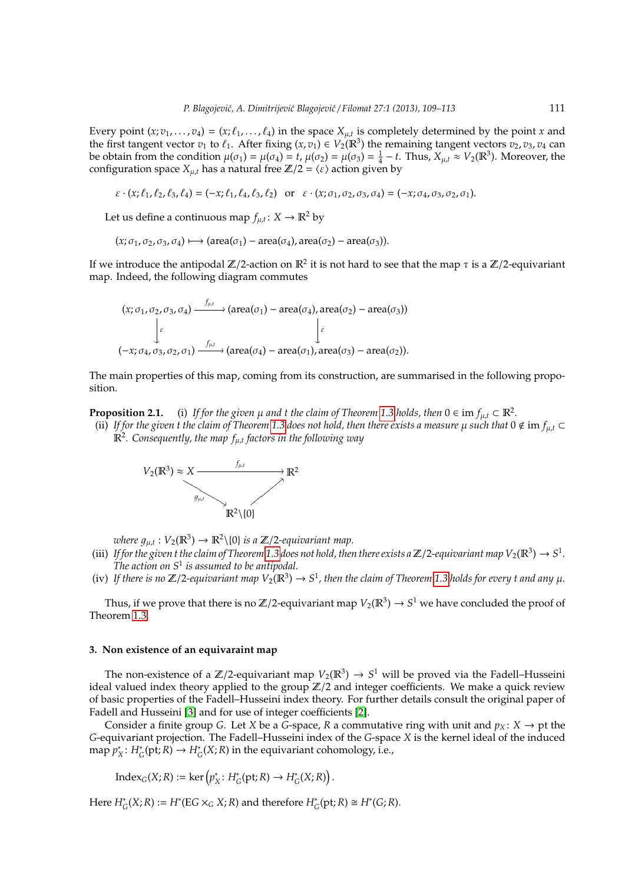Every point $(x; v_1, \dots, v_4) = (x; \ell_1, \dots, \ell_4)$ in the space $X_{\mu,t}$ is completely determined by the point $x$ and the first tangent vector $v_1$ to $\ell_1$. After fixing $(x, v_1) \in V_2(\mathbb{R}^3)$ the remaining tangent vectors $v_2, v_3, v_4$ can be obtain from the condition $\mu(\sigma_1) = \mu(\sigma_4) = t$, $\mu(\sigma_2) = \mu(\sigma_3) = \frac{1}{4} - t$. Thus, $X_{\mu,t} \approx V_2(\mathbb{R}^3)$. Moreover, the configuration space $X_{\mu,t}$ has a natural free $\mathbb{Z}/2 = \langle \varepsilon \rangle$ action given by

$$\varepsilon \cdot (x; \ell_1, \ell_2, \ell_3, \ell_4) = (-x; \ell_1, \ell_4, \ell_3, \ell_2) \quad \text{or} \quad \varepsilon \cdot (x; \sigma_1, \sigma_2, \sigma_3, \sigma_4) = (-x; \sigma_4, \sigma_3, \sigma_2, \sigma_1).$$

Let us define a continuous map $f_{\mu,t} \colon X \to \mathbb{R}^2$ by

$$(x; \sigma_1, \sigma_2, \sigma_3, \sigma_4) \longmapsto (\text{area}(\sigma_1) - \text{area}(\sigma_4), \text{area}(\sigma_2) - \text{area}(\sigma_3)).$$

If we introduce the antipodal $\mathbb{Z}/2$-action on $\mathbb{R}^2$ it is not hard to see that the map $\tau$ is a $\mathbb{Z}/2$-equivariant map. Indeed, the following diagram commutes

$$\begin{array}{ccc}
(x; \sigma_1, \sigma_2, \sigma_3, \sigma_4) & \xrightarrow{f_{\mu,t}} & (\text{area}(\sigma_1) - \text{area}(\sigma_4), \text{area}(\sigma_2) - \text{area}(\sigma_3)) \\
\downarrow \varepsilon & & \downarrow \varepsilon \\
(-x; \sigma_4, \sigma_3, \sigma_2, \sigma_1) & \xrightarrow{f_{\mu,t}} & (\text{area}(\sigma_4) - \text{area}(\sigma_1), \text{area}(\sigma_3) - \text{area}(\sigma_2)).
\end{array}$$

The main properties of this map, coming from its construction, are summarised in the following proposition.

**Proposition 2.1.** (i) *If for the given $\mu$ and $t$ the claim of Theorem 1.3 holds, then $0 \in \text{im}\, f_{\mu,t} \subset \mathbb{R}^2$.*

(ii) *If for the given $t$ the claim of Theorem 1.3 does not hold, then there exists a measure $\mu$ such that $0 \notin \text{im}\, f_{\mu,t} \subset \mathbb{R}^2$. Consequently, the map $f_{\mu,t}$ factors in the following way*

$$\begin{array}{ccc}
V_2(\mathbb{R}^3) \approx X & \xrightarrow{f_{\mu,t}} & \mathbb{R}^2 \\
& \searrow^{g_{\mu,t}} \quad \nearrow & \\
& \mathbb{R}^2 \backslash \{0\} &
\end{array}$$

*where $g_{\mu,t} : V_2(\mathbb{R}^3) \to \mathbb{R}^2 \backslash \{0\}$ is a $\mathbb{Z}/2$-equivariant map.*

(iii) *If for the given $t$ the claim of Theorem 1.3 does not hold, then there exists a $\mathbb{Z}/2$-equivariant map $V_2(\mathbb{R}^3) \to S^1$. The action on $S^1$ is assumed to be antipodal.*

(iv) *If there is no $\mathbb{Z}/2$-equivariant map $V_2(\mathbb{R}^3) \to S^1$, then the claim of Theorem 1.3 holds for every $t$ and any $\mu$.*

Thus, if we prove that there is no $\mathbb{Z}/2$-equivariant map $V_2(\mathbb{R}^3) \to S^1$ we have concluded the proof of Theorem 1.3.

### 3. Non existence of an equivaraint map

The non-existence of a $\mathbb{Z}/2$-equivariant map $V_2(\mathbb{R}^3) \to S^1$ will be proved via the Fadell–Husseini ideal valued index theory applied to the group $\mathbb{Z}/2$ and integer coefficients. We make a quick review of basic properties of the Fadell–Husseini index theory. For further details consult the original paper of Fadell and Husseini [3] and for use of integer coefficients [2].

Consider a finite group $G$. Let $X$ be a $G$-space, $R$ a commutative ring with unit and $p_X \colon X \to \text{pt}$ the $G$-equivariant projection. The Fadell–Husseini index of the $G$-space $X$ is the kernel ideal of the induced map $p_X^* \colon H_G^*(\text{pt}; R) \to H_G^*(X; R)$ in the equivariant cohomology, i.e.,

$$\text{Index}_G(X; R) := \ker \left( p_X^* \colon H_G^*(\text{pt}; R) \to H_G^*(X; R) \right).$$

Here $H_G^*(X; R) := H^*(\text{E}G \times_G X; R)$ and therefore $H_G^*(\text{pt}; R) \cong H^*(G; R)$.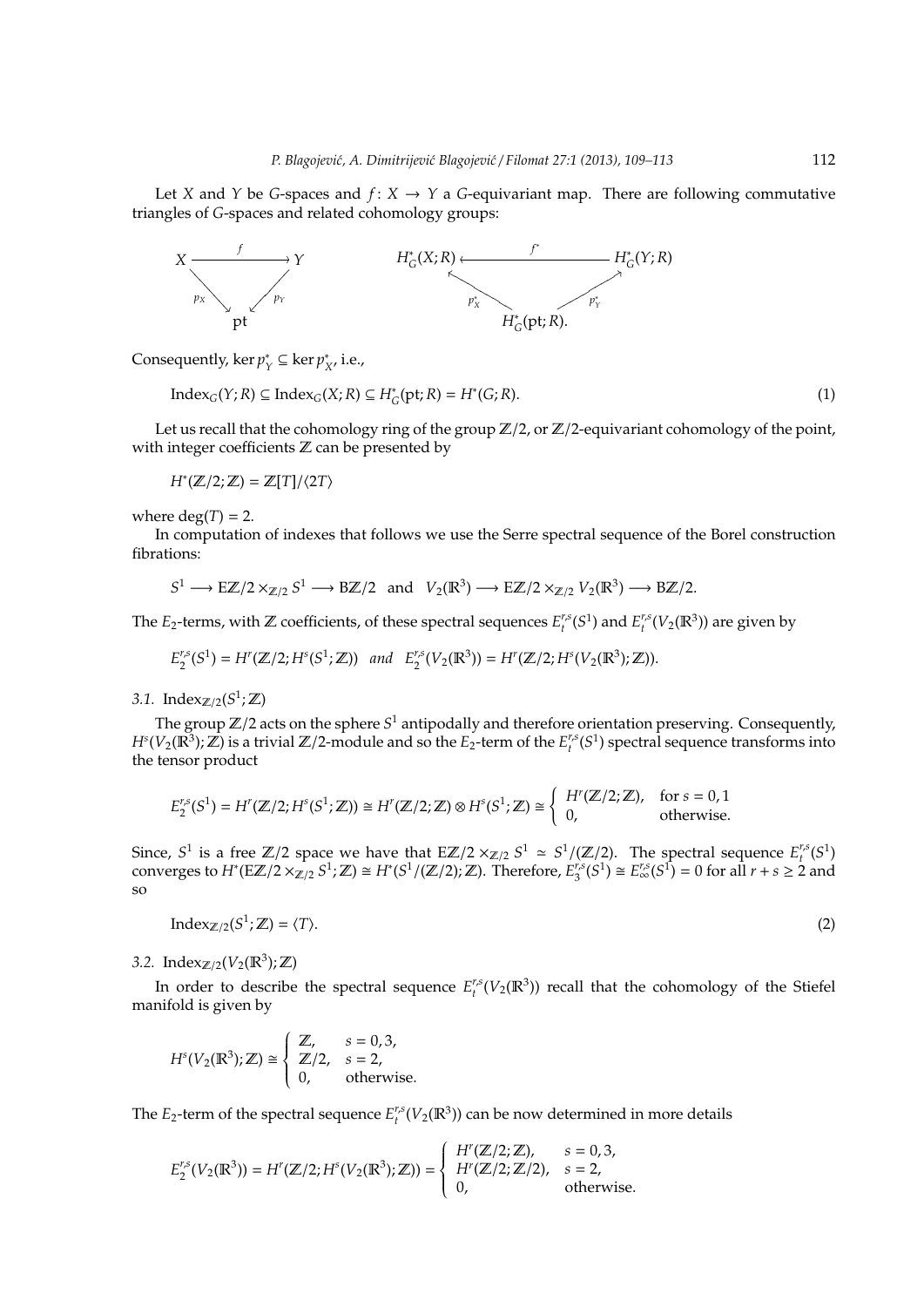Let $X$ and $Y$ be $G$-spaces and $f\colon X \to Y$ a $G$-equivariant map. There are following commutative triangles of $G$-spaces and related cohomology groups:

$$
\begin{array}{ccc}
X & \xrightarrow{\quad f \quad} & Y \\
& {\scriptstyle p_X}\searrow \quad \swarrow{\scriptstyle p_Y} & \\
& \mathrm{pt} &
\end{array}
\qquad\qquad
\begin{array}{ccc}
H^*_G(X;R) & \xleftarrow{\quad f^* \quad} & H^*_G(Y;R) \\
& {\scriptstyle p_X^*}\nwarrow \quad \nearrow{\scriptstyle p_Y^*} & \\
& H^*_G(\mathrm{pt};R). &
\end{array}
$$

Consequently, $\ker p_Y^* \subseteq \ker p_X^*$, i.e.,

$$\mathrm{Index}_G(Y;R) \subseteq \mathrm{Index}_G(X;R) \subseteq H^*_G(\mathrm{pt};R) = H^*(G;R). \tag{1}$$

Let us recall that the cohomology ring of the group $\mathbb{Z}/2$, or $\mathbb{Z}/2$-equivariant cohomology of the point, with integer coefficients $\mathbb{Z}$ can be presented by

$$H^*(\mathbb{Z}/2;\mathbb{Z}) = \mathbb{Z}[T]/\langle 2T\rangle$$

where $\deg(T) = 2$.

In computation of indexes that follows we use the Serre spectral sequence of the Borel construction fibrations:

$$S^1 \longrightarrow \mathrm{E}\mathbb{Z}/2 \times_{\mathbb{Z}/2} S^1 \longrightarrow \mathrm{B}\mathbb{Z}/2 \quad \text{and} \quad V_2(\mathbb{R}^3) \longrightarrow \mathrm{E}\mathbb{Z}/2 \times_{\mathbb{Z}/2} V_2(\mathbb{R}^3) \longrightarrow \mathrm{B}\mathbb{Z}/2.$$

The $E_2$-terms, with $\mathbb{Z}$ coefficients, of these spectral sequences $E_t^{r,s}(S^1)$ and $E_t^{r,s}(V_2(\mathbb{R}^3))$ are given by

$$E_2^{r,s}(S^1) = H^r(\mathbb{Z}/2;H^s(S^1;\mathbb{Z})) \quad \textit{and} \quad E_2^{r,s}(V_2(\mathbb{R}^3)) = H^r(\mathbb{Z}/2;H^s(V_2(\mathbb{R}^3);\mathbb{Z})).$$

### 3.1. $\mathrm{Index}_{\mathbb{Z}/2}(S^1;\mathbb{Z})$

The group $\mathbb{Z}/2$ acts on the sphere $S^1$ antipodally and therefore orientation preserving. Consequently, $H^s(V_2(\mathbb{R}^3);\mathbb{Z})$ is a trivial $\mathbb{Z}/2$-module and so the $E_2$-term of the $E_t^{r,s}(S^1)$ spectral sequence transforms into the tensor product

$$E_2^{r,s}(S^1) = H^r(\mathbb{Z}/2;H^s(S^1;\mathbb{Z})) \cong H^r(\mathbb{Z}/2;\mathbb{Z}) \otimes H^s(S^1;\mathbb{Z}) \cong \begin{cases} H^r(\mathbb{Z}/2;\mathbb{Z}), & \text{for } s = 0,1 \\ 0, & \text{otherwise.} \end{cases}$$

Since, $S^1$ is a free $\mathbb{Z}/2$ space we have that $\mathrm{E}\mathbb{Z}/2 \times_{\mathbb{Z}/2} S^1 \simeq S^1/(\mathbb{Z}/2)$. The spectral sequence $E_t^{r,s}(S^1)$ converges to $H^*(\mathrm{E}\mathbb{Z}/2 \times_{\mathbb{Z}/2} S^1;\mathbb{Z}) \cong H^*(S^1/(\mathbb{Z}/2);\mathbb{Z})$. Therefore, $E_3^{r,s}(S^1) \cong E_\infty^{r,s}(S^1) = 0$ for all $r+s \geq 2$ and so

$$\mathrm{Index}_{\mathbb{Z}/2}(S^1;\mathbb{Z}) = \langle T\rangle. \tag{2}$$

### 3.2. $\mathrm{Index}_{\mathbb{Z}/2}(V_2(\mathbb{R}^3);\mathbb{Z})$

In order to describe the spectral sequence $E_t^{r,s}(V_2(\mathbb{R}^3))$ recall that the cohomology of the Stiefel manifold is given by

$$H^s(V_2(\mathbb{R}^3);\mathbb{Z}) \cong \begin{cases} \mathbb{Z}, & s = 0,3, \\ \mathbb{Z}/2, & s = 2, \\ 0, & \text{otherwise.} \end{cases}$$

The $E_2$-term of the spectral sequence $E_t^{r,s}(V_2(\mathbb{R}^3))$ can be now determined in more details

$$E_2^{r,s}(V_2(\mathbb{R}^3)) = H^r(\mathbb{Z}/2;H^s(V_2(\mathbb{R}^3);\mathbb{Z})) = \begin{cases} H^r(\mathbb{Z}/2;\mathbb{Z}), & s = 0,3, \\ H^r(\mathbb{Z}/2;\mathbb{Z}/2), & s = 2, \\ 0, & \text{otherwise.} \end{cases}$$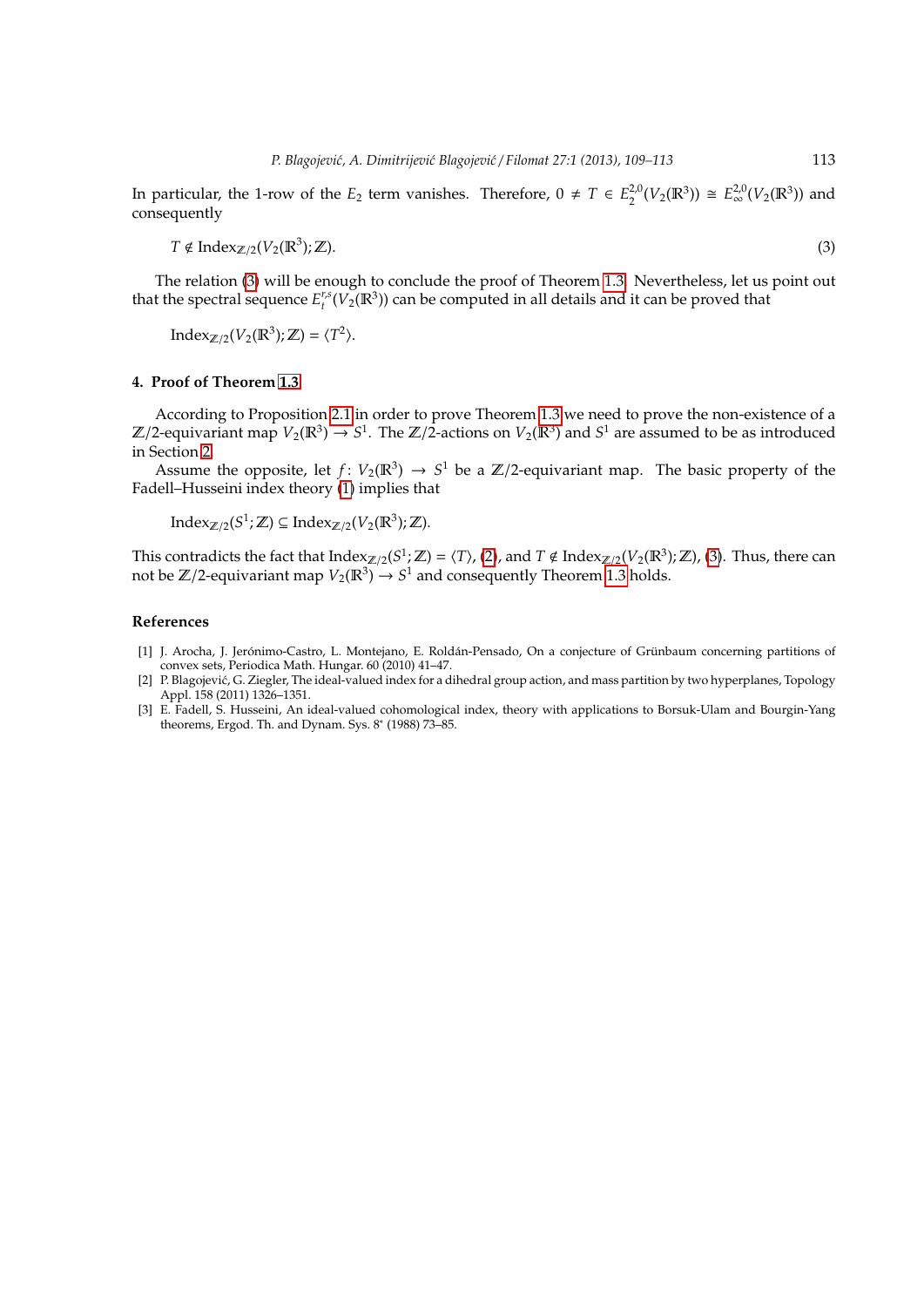In particular, the 1-row of the $E_2$ term vanishes. Therefore, $0 \neq T \in E_2^{2,0}(V_2(\mathbb{R}^3)) \cong E_\infty^{2,0}(V_2(\mathbb{R}^3))$ and consequently

$$T \notin \text{Index}_{\mathbb{Z}/2}(V_2(\mathbb{R}^3); \mathbb{Z}). \tag{3}$$

The relation (3) will be enough to conclude the proof of Theorem 1.3. Nevertheless, let us point out that the spectral sequence $E_t^{r,s}(V_2(\mathbb{R}^3))$ can be computed in all details and it can be proved that

$$\text{Index}_{\mathbb{Z}/2}(V_2(\mathbb{R}^3); \mathbb{Z}) = \langle T^2 \rangle.$$

## 4. Proof of Theorem 1.3

According to Proposition 2.1 in order to prove Theorem 1.3 we need to prove the non-existence of a $\mathbb{Z}/2$-equivariant map $V_2(\mathbb{R}^3) \to S^1$. The $\mathbb{Z}/2$-actions on $V_2(\mathbb{R}^3)$ and $S^1$ are assumed to be as introduced in Section 2.

Assume the opposite, let $f\colon V_2(\mathbb{R}^3) \to S^1$ be a $\mathbb{Z}/2$-equivariant map. The basic property of the Fadell–Husseini index theory (1) implies that

$$\text{Index}_{\mathbb{Z}/2}(S^1; \mathbb{Z}) \subseteq \text{Index}_{\mathbb{Z}/2}(V_2(\mathbb{R}^3); \mathbb{Z}).$$

This contradicts the fact that $\text{Index}_{\mathbb{Z}/2}(S^1; \mathbb{Z}) = \langle T \rangle$, (2), and $T \notin \text{Index}_{\mathbb{Z}/2}(V_2(\mathbb{R}^3); \mathbb{Z})$, (3). Thus, there can not be $\mathbb{Z}/2$-equivariant map $V_2(\mathbb{R}^3) \to S^1$ and consequently Theorem 1.3 holds.

## References

[1] J. Arocha, J. Jerónimo-Castro, L. Montejano, E. Roldán-Pensado, On a conjecture of Grünbaum concerning partitions of convex sets, Periodica Math. Hungar. 60 (2010) 41–47.

[2] P. Blagojević, G. Ziegler, The ideal-valued index for a dihedral group action, and mass partition by two hyperplanes, Topology Appl. 158 (2011) 1326–1351.

[3] E. Fadell, S. Husseini, An ideal-valued cohomological index, theory with applications to Borsuk-Ulam and Bourgin-Yang theorems, Ergod. Th. and Dynam. Sys. 8* (1988) 73–85.